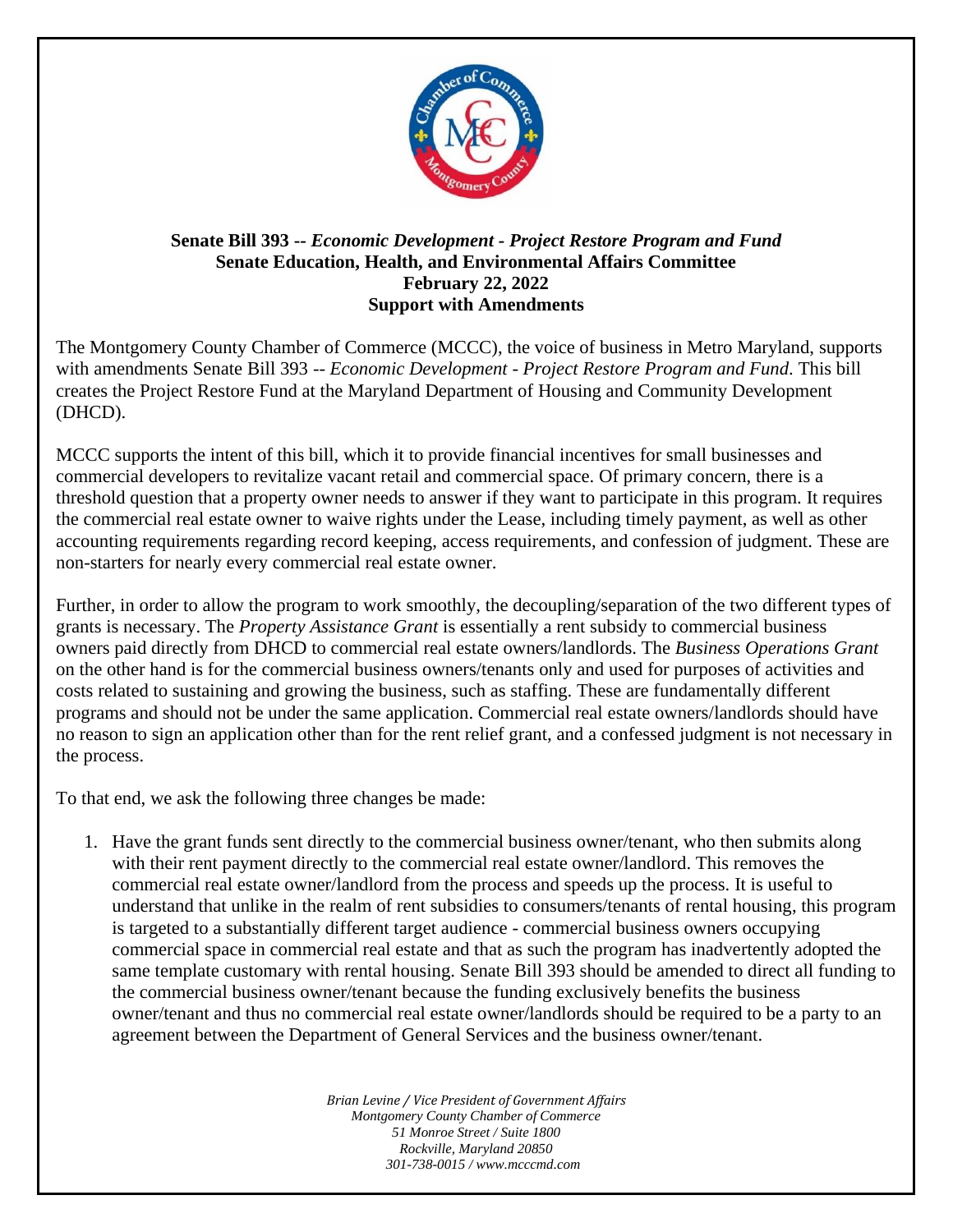**Senate Bill 393 --** ***Economic Development - Project Restore Program and Fund***
**Senate Education, Health, and Environmental Affairs Committee**
**February 22, 2022**
**Support with Amendments**

The Montgomery County Chamber of Commerce (MCCC), the voice of business in Metro Maryland, supports with amendments Senate Bill 393 -- *Economic Development - Project Restore Program and Fund*. This bill creates the Project Restore Fund at the Maryland Department of Housing and Community Development (DHCD).

MCCC supports the intent of this bill, which it to provide financial incentives for small businesses and commercial developers to revitalize vacant retail and commercial space. Of primary concern, there is a threshold question that a property owner needs to answer if they want to participate in this program. It requires the commercial real estate owner to waive rights under the Lease, including timely payment, as well as other accounting requirements regarding record keeping, access requirements, and confession of judgment. These are non-starters for nearly every commercial real estate owner.

Further, in order to allow the program to work smoothly, the decoupling/separation of the two different types of grants is necessary. The *Property Assistance Grant* is essentially a rent subsidy to commercial business owners paid directly from DHCD to commercial real estate owners/landlords. The *Business Operations Grant* on the other hand is for the commercial business owners/tenants only and used for purposes of activities and costs related to sustaining and growing the business, such as staffing. These are fundamentally different programs and should not be under the same application. Commercial real estate owners/landlords should have no reason to sign an application other than for the rent relief grant, and a confessed judgment is not necessary in the process.

To that end, we ask the following three changes be made:

1. Have the grant funds sent directly to the commercial business owner/tenant, who then submits along with their rent payment directly to the commercial real estate owner/landlord. This removes the commercial real estate owner/landlord from the process and speeds up the process. It is useful to understand that unlike in the realm of rent subsidies to consumers/tenants of rental housing, this program is targeted to a substantially different target audience - commercial business owners occupying commercial space in commercial real estate and that as such the program has inadvertently adopted the same template customary with rental housing. Senate Bill 393 should be amended to direct all funding to the commercial business owner/tenant because the funding exclusively benefits the business owner/tenant and thus no commercial real estate owner/landlords should be required to be a party to an agreement between the Department of General Services and the business owner/tenant.

*Brian Levine / Vice President of Government Affairs*
*Montgomery County Chamber of Commerce*
*51 Monroe Street / Suite 1800*
*Rockville, Maryland 20850*
*301-738-0015 / www.mcccmd.com*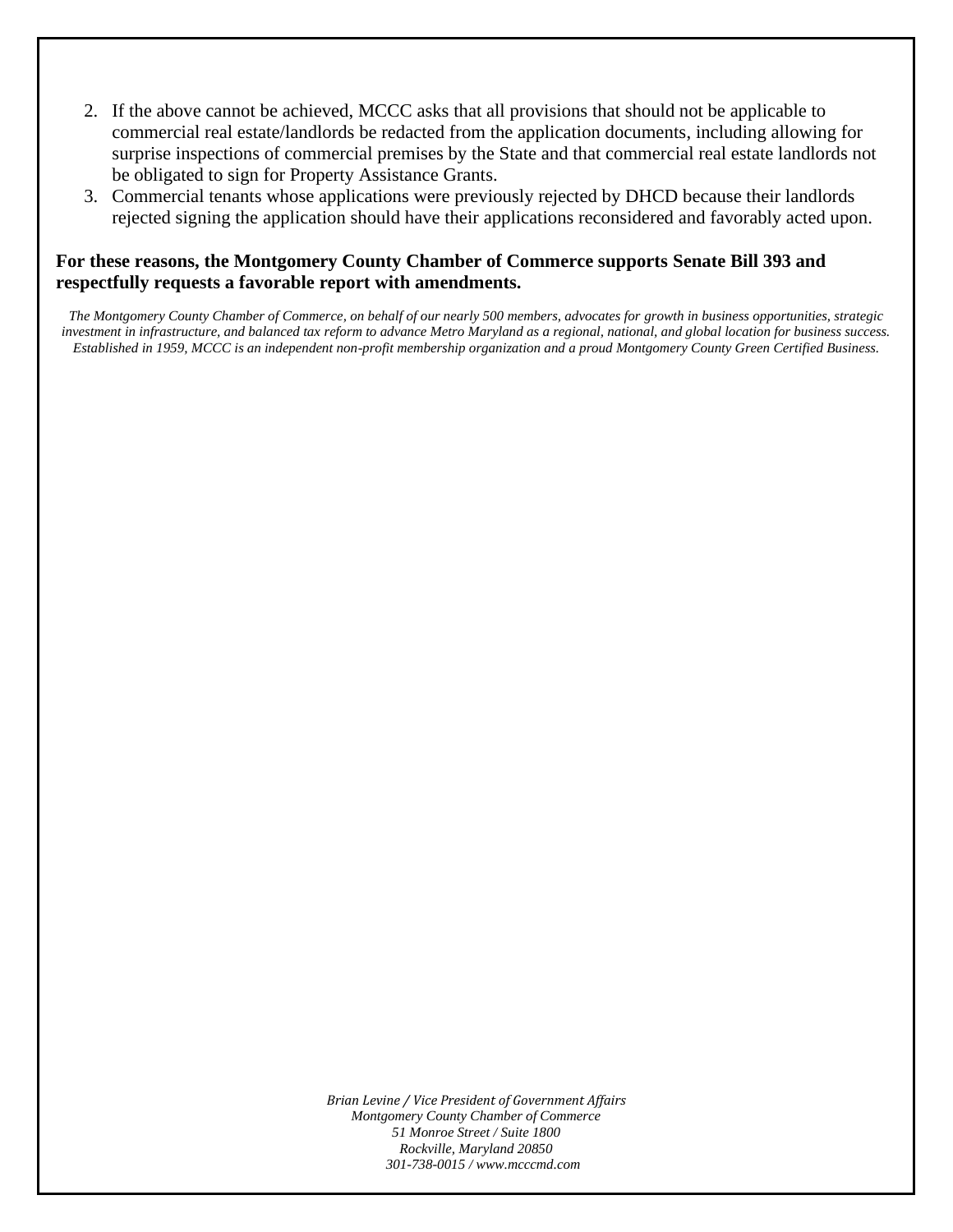2. If the above cannot be achieved, MCCC asks that all provisions that should not be applicable to commercial real estate/landlords be redacted from the application documents, including allowing for surprise inspections of commercial premises by the State and that commercial real estate landlords not be obligated to sign for Property Assistance Grants.
3. Commercial tenants whose applications were previously rejected by DHCD because their landlords rejected signing the application should have their applications reconsidered and favorably acted upon.

**For these reasons, the Montgomery County Chamber of Commerce supports Senate Bill 393 and respectfully requests a favorable report with amendments.**

*The Montgomery County Chamber of Commerce, on behalf of our nearly 500 members, advocates for growth in business opportunities, strategic investment in infrastructure, and balanced tax reform to advance Metro Maryland as a regional, national, and global location for business success. Established in 1959, MCCC is an independent non-profit membership organization and a proud Montgomery County Green Certified Business.*

*Brian Levine / Vice President of Government Affairs*
*Montgomery County Chamber of Commerce*
*51 Monroe Street / Suite 1800*
*Rockville, Maryland 20850*
*301-738-0015 / www.mcccmd.com*